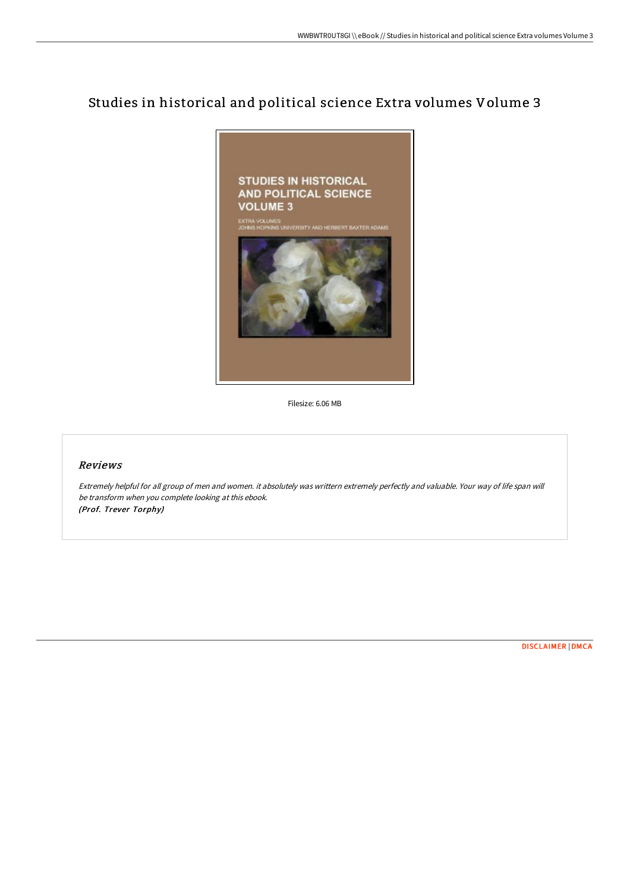# Studies in historical and political science Extra volumes Volume 3

Filesize: 6.06 MB

## *Reviews*

*Extremely helpful for all group of men and women. it absolutely was writtern extremely perfectly and valuable. Your way of life span will be transform when you complete looking at this ebook.*
*(Prof. Trever Torphy)*

DISCLAIMER | DMCA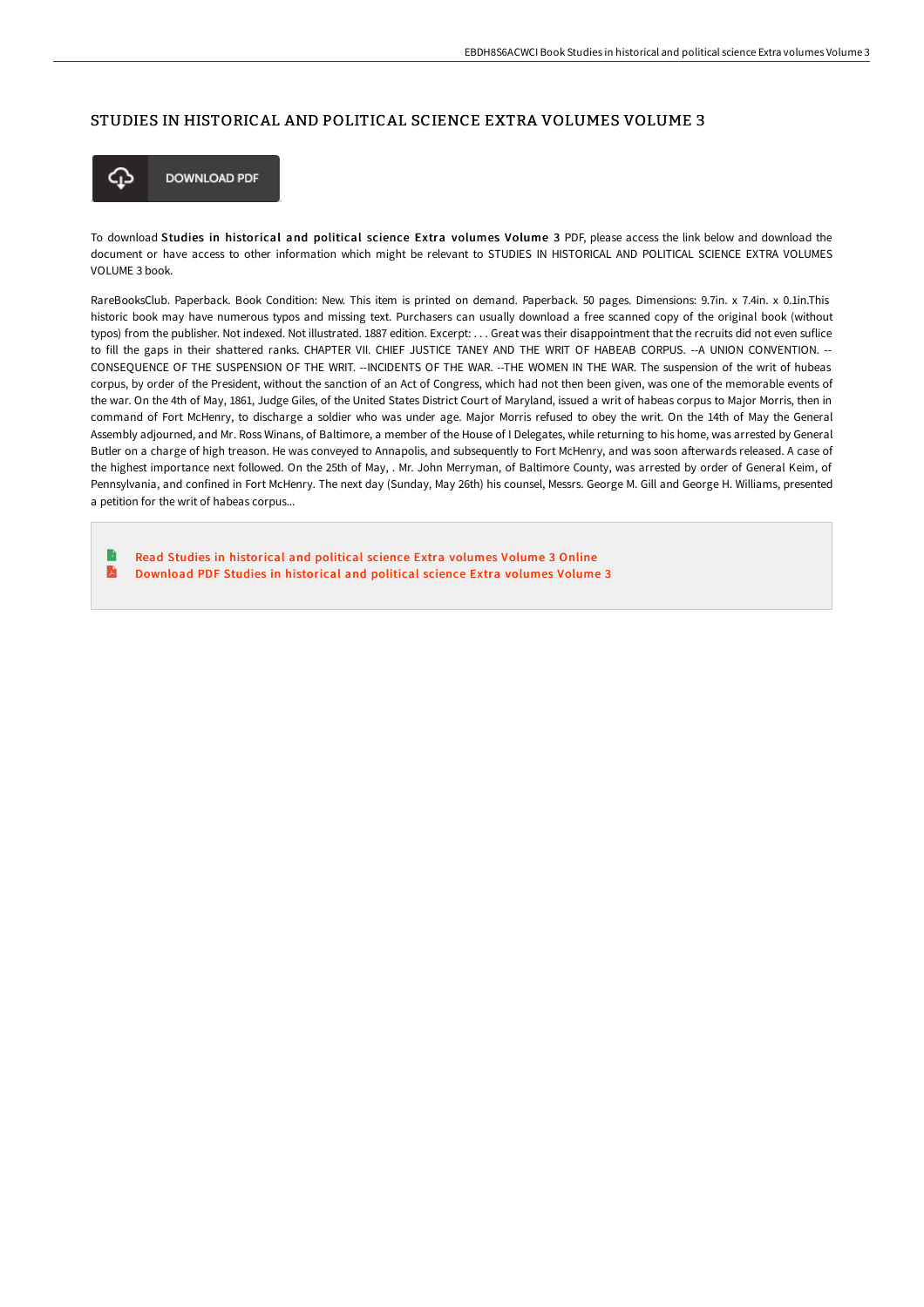## STUDIES IN HISTORICAL AND POLITICAL SCIENCE EXTRA VOLUMES VOLUME 3

DOWNLOAD PDF

To download **Studies in historical and political science Extra volumes Volume 3** PDF, please access the link below and download the document or have access to other information which might be relevant to STUDIES IN HISTORICAL AND POLITICAL SCIENCE EXTRA VOLUMES VOLUME 3 book.

RareBooksClub. Paperback. Book Condition: New. This item is printed on demand. Paperback. 50 pages. Dimensions: 9.7in. x 7.4in. x 0.1in.This historic book may have numerous typos and missing text. Purchasers can usually download a free scanned copy of the original book (without typos) from the publisher. Not indexed. Not illustrated. 1887 edition. Excerpt: . . . Great was their disappointment that the recruits did not even suflice to fill the gaps in their shattered ranks. CHAPTER VII. CHIEF JUSTICE TANEY AND THE WRIT OF HABEAB CORPUS. --A UNION CONVENTION. --CONSEQUENCE OF THE SUSPENSION OF THE WRIT. --INCIDENTS OF THE WAR. --THE WOMEN IN THE WAR. The suspension of the writ of hubeas corpus, by order of the President, without the sanction of an Act of Congress, which had not then been given, was one of the memorable events of the war. On the 4th of May, 1861, Judge Giles, of the United States District Court of Maryland, issued a writ of habeas corpus to Major Morris, then in command of Fort McHenry, to discharge a soldier who was under age. Major Morris refused to obey the writ. On the 14th of May the General Assembly adjourned, and Mr. Ross Winans, of Baltimore, a member of the House of I Delegates, while returning to his home, was arrested by General Butler on a charge of high treason. He was conveyed to Annapolis, and subsequently to Fort McHenry, and was soon afterwards released. A case of the highest importance next followed. On the 25th of May, . Mr. John Merryman, of Baltimore County, was arrested by order of General Keim, of Pennsylvania, and confined in Fort McHenry. The next day (Sunday, May 26th) his counsel, Messrs. George M. Gill and George H. Williams, presented a petition for the writ of habeas corpus...

- Read Studies in historical and political science Extra volumes Volume 3 Online
- Download PDF Studies in historical and political science Extra volumes Volume 3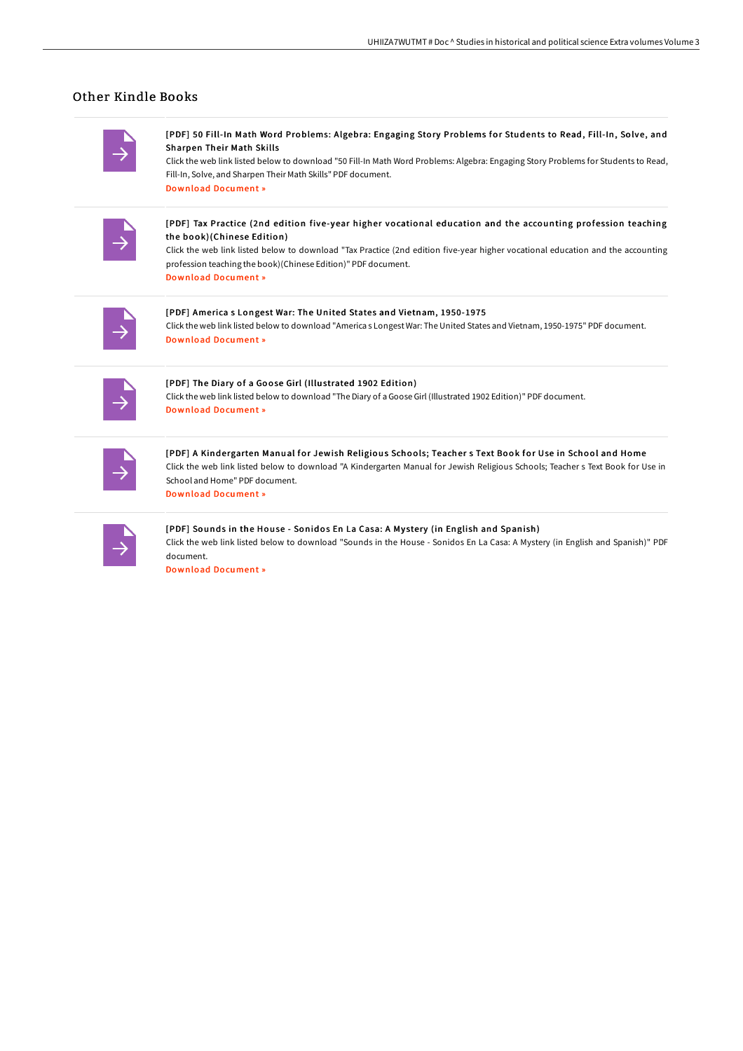## Other Kindle Books

**[PDF] 50 Fill-In Math Word Problems: Algebra: Engaging Story Problems for Students to Read, Fill-In, Solve, and Sharpen Their Math Skills**

Click the web link listed below to download "50 Fill-In Math Word Problems: Algebra: Engaging Story Problems for Students to Read, Fill-In, Solve, and Sharpen Their Math Skills" PDF document.

Download Document »

**[PDF] Tax Practice (2nd edition five-year higher vocational education and the accounting profession teaching the book)(Chinese Edition)**

Click the web link listed below to download "Tax Practice (2nd edition five-year higher vocational education and the accounting profession teaching the book)(Chinese Edition)" PDF document.

Download Document »

**[PDF] America s Longest War: The United States and Vietnam, 1950-1975**

Click the web link listed below to download "America s Longest War: The United States and Vietnam, 1950-1975" PDF document.

Download Document »

**[PDF] The Diary of a Goose Girl (Illustrated 1902 Edition)**

Click the web link listed below to download "The Diary of a Goose Girl (Illustrated 1902 Edition)" PDF document.

Download Document »

**[PDF] A Kindergarten Manual for Jewish Religious Schools; Teacher s Text Book for Use in School and Home**

Click the web link listed below to download "A Kindergarten Manual for Jewish Religious Schools; Teacher s Text Book for Use in School and Home" PDF document.

Download Document »

**[PDF] Sounds in the House - Sonidos En La Casa: A Mystery (in English and Spanish)**

Click the web link listed below to download "Sounds in the House - Sonidos En La Casa: A Mystery (in English and Spanish)" PDF document.

Download Document »